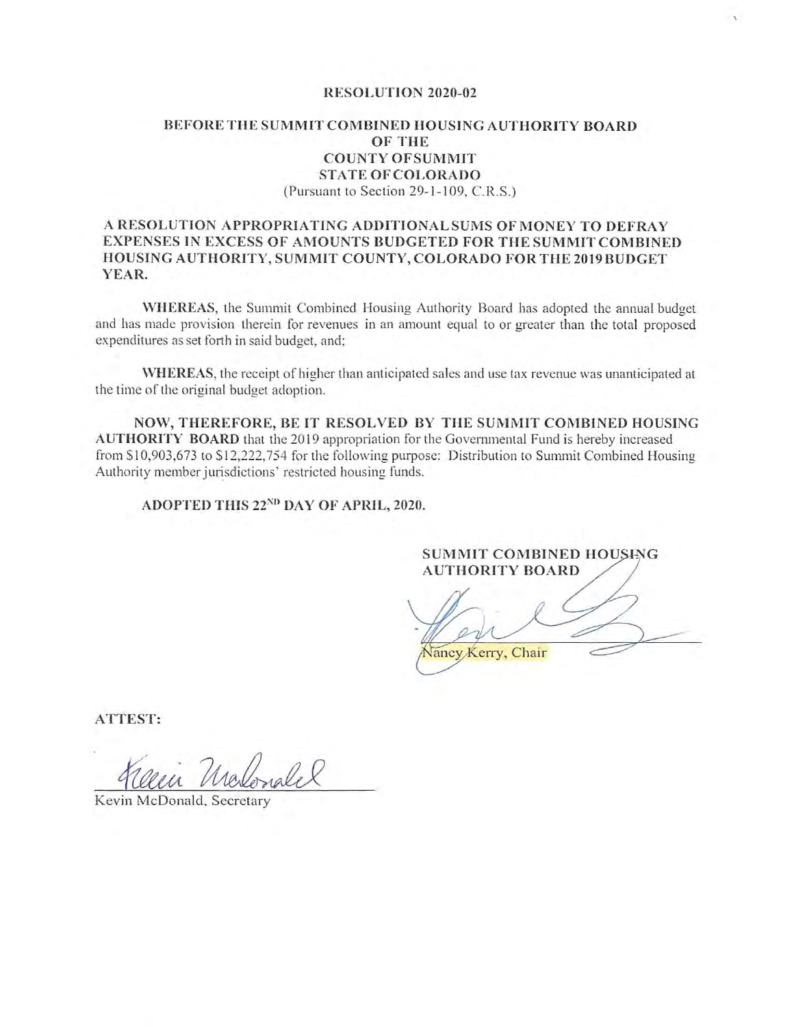**RESOLUTION 2020-02**

**BEFORE THE SUMMIT COMBINED HOUSING AUTHORITY BOARD OF THE COUNTY OF SUMMIT STATE OF COLORADO**
(Pursuant to Section 29-1-109, C.R.S.)

**A RESOLUTION APPROPRIATING ADDITIONAL SUMS OF MONEY TO DEFRAY EXPENSES IN EXCESS OF AMOUNTS BUDGETED FOR THE SUMMIT COMBINED HOUSING AUTHORITY, SUMMIT COUNTY, COLORADO FOR THE 2019 BUDGET YEAR.**

**WHEREAS**, the Summit Combined Housing Authority Board has adopted the annual budget and has made provision therein for revenues in an amount equal to or greater than the total proposed expenditures as set forth in said budget, and;

**WHEREAS**, the receipt of higher than anticipated sales and use tax revenue was unanticipated at the time of the original budget adoption.

**NOW, THEREFORE, BE IT RESOLVED BY THE SUMMIT COMBINED HOUSING AUTHORITY BOARD** that the 2019 appropriation for the Governmental Fund is hereby increased from $10,903,673 to $12,222,754 for the following purpose: Distribution to Summit Combined Housing Authority member jurisdictions' restricted housing funds.

**ADOPTED THIS 22ND DAY OF APRIL, 2020.**

**SUMMIT COMBINED HOUSING AUTHORITY BOARD**

Nancy Kerry, Chair

**ATTEST:**

Kevin McDonald, Secretary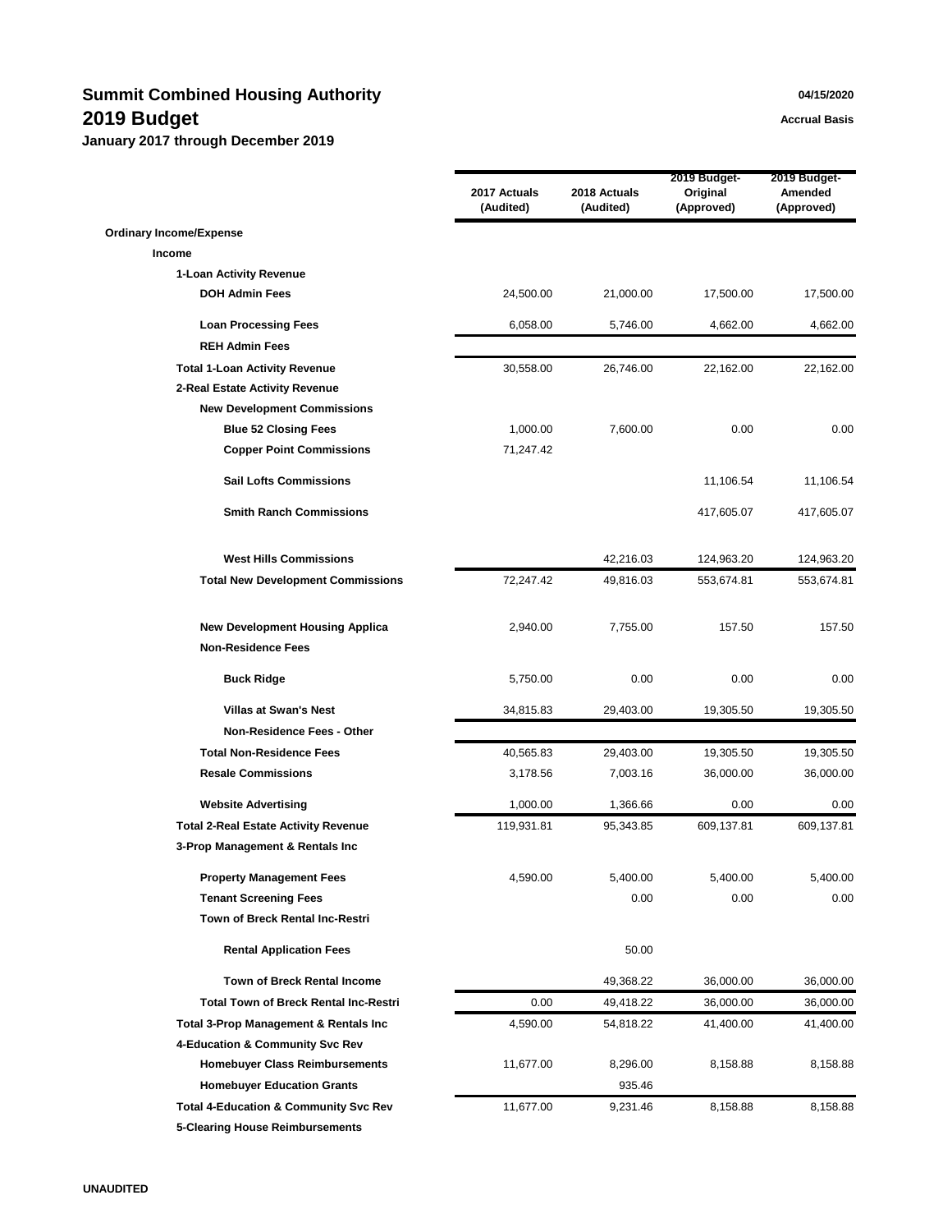# Summit Combined Housing Authority

## 2019 Budget

**January 2017 through December 2019**

04/15/2020

Accrual Basis

| | 2017 Actuals (Audited) | 2018 Actuals (Audited) | 2019 Budget- Original (Approved) | 2019 Budget- Amended (Approved) |
|---|---|---|---|---|
| **Ordinary Income/Expense** | | | | |
| **Income** | | | | |
| **1-Loan Activity Revenue** | | | | |
| **DOH Admin Fees** | 24,500.00 | 21,000.00 | 17,500.00 | 17,500.00 |
| **Loan Processing Fees** | 6,058.00 | 5,746.00 | 4,662.00 | 4,662.00 |
| **REH Admin Fees** | | | | |
| **Total 1-Loan Activity Revenue** | 30,558.00 | 26,746.00 | 22,162.00 | 22,162.00 |
| **2-Real Estate Activity Revenue** | | | | |
| **New Development Commissions** | | | | |
| **Blue 52 Closing Fees** | 1,000.00 | 7,600.00 | 0.00 | 0.00 |
| **Copper Point Commissions** | 71,247.42 | | | |
| **Sail Lofts Commissions** | | | 11,106.54 | 11,106.54 |
| **Smith Ranch Commissions** | | | 417,605.07 | 417,605.07 |
| **West Hills Commissions** | | 42,216.03 | 124,963.20 | 124,963.20 |
| **Total New Development Commissions** | 72,247.42 | 49,816.03 | 553,674.81 | 553,674.81 |
| **New Development Housing Applica** | 2,940.00 | 7,755.00 | 157.50 | 157.50 |
| **Non-Residence Fees** | | | | |
| **Buck Ridge** | 5,750.00 | 0.00 | 0.00 | 0.00 |
| **Villas at Swan's Nest** | 34,815.83 | 29,403.00 | 19,305.50 | 19,305.50 |
| **Non-Residence Fees - Other** | | | | |
| **Total Non-Residence Fees** | 40,565.83 | 29,403.00 | 19,305.50 | 19,305.50 |
| **Resale Commissions** | 3,178.56 | 7,003.16 | 36,000.00 | 36,000.00 |
| **Website Advertising** | 1,000.00 | 1,366.66 | 0.00 | 0.00 |
| **Total 2-Real Estate Activity Revenue** | 119,931.81 | 95,343.85 | 609,137.81 | 609,137.81 |
| **3-Prop Management & Rentals Inc** | | | | |
| **Property Management Fees** | 4,590.00 | 5,400.00 | 5,400.00 | 5,400.00 |
| **Tenant Screening Fees** | | 0.00 | 0.00 | 0.00 |
| **Town of Breck Rental Inc-Restri** | | | | |
| **Rental Application Fees** | | 50.00 | | |
| **Town of Breck Rental Income** | | 49,368.22 | 36,000.00 | 36,000.00 |
| **Total Town of Breck Rental Inc-Restri** | 0.00 | 49,418.22 | 36,000.00 | 36,000.00 |
| **Total 3-Prop Management & Rentals Inc** | 4,590.00 | 54,818.22 | 41,400.00 | 41,400.00 |
| **4-Education & Community Svc Rev** | | | | |
| **Homebuyer Class Reimbursements** | 11,677.00 | 8,296.00 | 8,158.88 | 8,158.88 |
| **Homebuyer Education Grants** | | 935.46 | | |
| **Total 4-Education & Community Svc Rev** | 11,677.00 | 9,231.46 | 8,158.88 | 8,158.88 |
| **5-Clearing House Reimbursements** | | | | |

**UNAUDITED**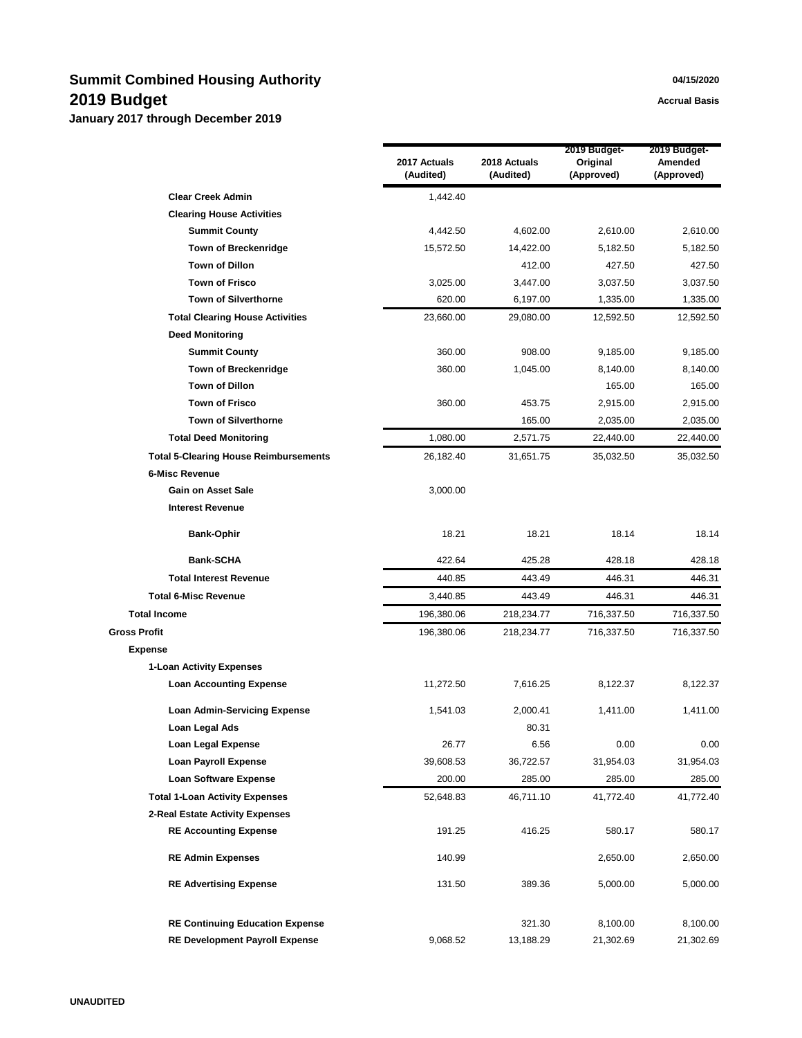# Summit Combined Housing Authority

## 2019 Budget

**January 2017 through December 2019**

04/15/2020

Accrual Basis

| | 2017 Actuals (Audited) | 2018 Actuals (Audited) | 2019 Budget-Original (Approved) | 2019 Budget-Amended (Approved) |
|---|---|---|---|---|
| **Clear Creek Admin** | 1,442.40 | | | |
| **Clearing House Activities** | | | | |
| **Summit County** | 4,442.50 | 4,602.00 | 2,610.00 | 2,610.00 |
| **Town of Breckenridge** | 15,572.50 | 14,422.00 | 5,182.50 | 5,182.50 |
| **Town of Dillon** | | 412.00 | 427.50 | 427.50 |
| **Town of Frisco** | 3,025.00 | 3,447.00 | 3,037.50 | 3,037.50 |
| **Town of Silverthorne** | 620.00 | 6,197.00 | 1,335.00 | 1,335.00 |
| **Total Clearing House Activities** | 23,660.00 | 29,080.00 | 12,592.50 | 12,592.50 |
| **Deed Monitoring** | | | | |
| **Summit County** | 360.00 | 908.00 | 9,185.00 | 9,185.00 |
| **Town of Breckenridge** | 360.00 | 1,045.00 | 8,140.00 | 8,140.00 |
| **Town of Dillon** | | | 165.00 | 165.00 |
| **Town of Frisco** | 360.00 | 453.75 | 2,915.00 | 2,915.00 |
| **Town of Silverthorne** | | 165.00 | 2,035.00 | 2,035.00 |
| **Total Deed Monitoring** | 1,080.00 | 2,571.75 | 22,440.00 | 22,440.00 |
| **Total 5-Clearing House Reimbursements** | 26,182.40 | 31,651.75 | 35,032.50 | 35,032.50 |
| **6-Misc Revenue** | | | | |
| **Gain on Asset Sale** | 3,000.00 | | | |
| **Interest Revenue** | | | | |
| **Bank-Ophir** | 18.21 | 18.21 | 18.14 | 18.14 |
| **Bank-SCHA** | 422.64 | 425.28 | 428.18 | 428.18 |
| **Total Interest Revenue** | 440.85 | 443.49 | 446.31 | 446.31 |
| **Total 6-Misc Revenue** | 3,440.85 | 443.49 | 446.31 | 446.31 |
| **Total Income** | 196,380.06 | 218,234.77 | 716,337.50 | 716,337.50 |
| **Gross Profit** | 196,380.06 | 218,234.77 | 716,337.50 | 716,337.50 |
| **Expense** | | | | |
| **1-Loan Activity Expenses** | | | | |
| **Loan Accounting Expense** | 11,272.50 | 7,616.25 | 8,122.37 | 8,122.37 |
| **Loan Admin-Servicing Expense** | 1,541.03 | 2,000.41 | 1,411.00 | 1,411.00 |
| **Loan Legal Ads** | | 80.31 | | |
| **Loan Legal Expense** | 26.77 | 6.56 | 0.00 | 0.00 |
| **Loan Payroll Expense** | 39,608.53 | 36,722.57 | 31,954.03 | 31,954.03 |
| **Loan Software Expense** | 200.00 | 285.00 | 285.00 | 285.00 |
| **Total 1-Loan Activity Expenses** | 52,648.83 | 46,711.10 | 41,772.40 | 41,772.40 |
| **2-Real Estate Activity Expenses** | | | | |
| **RE Accounting Expense** | 191.25 | 416.25 | 580.17 | 580.17 |
| **RE Admin Expenses** | 140.99 | | 2,650.00 | 2,650.00 |
| **RE Advertising Expense** | 131.50 | 389.36 | 5,000.00 | 5,000.00 |
| **RE Continuing Education Expense** | | 321.30 | 8,100.00 | 8,100.00 |
| **RE Development Payroll Expense** | 9,068.52 | 13,188.29 | 21,302.69 | 21,302.69 |

UNAUDITED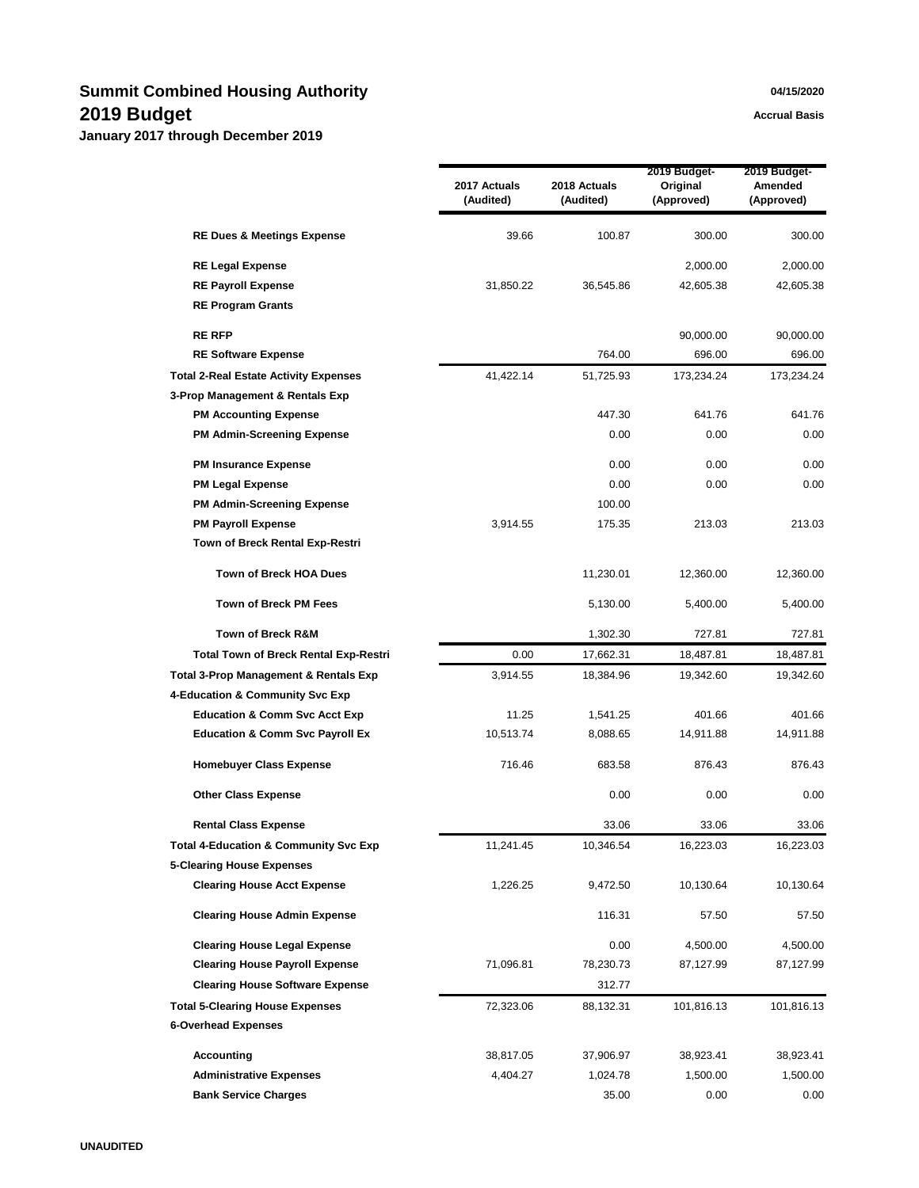# Summit Combined Housing Authority

## 2019 Budget

**January 2017 through December 2019**

04/15/2020

Accrual Basis

| | 2017 Actuals (Audited) | 2018 Actuals (Audited) | 2019 Budget-Original (Approved) | 2019 Budget-Amended (Approved) |
|---|---|---|---|---|
| **RE Dues & Meetings Expense** | 39.66 | 100.87 | 300.00 | 300.00 |
| **RE Legal Expense** | | | 2,000.00 | 2,000.00 |
| **RE Payroll Expense** | 31,850.22 | 36,545.86 | 42,605.38 | 42,605.38 |
| **RE Program Grants** | | | | |
| **RE RFP** | | | 90,000.00 | 90,000.00 |
| **RE Software Expense** | | 764.00 | 696.00 | 696.00 |
| **Total 2-Real Estate Activity Expenses** | 41,422.14 | 51,725.93 | 173,234.24 | 173,234.24 |
| **3-Prop Management & Rentals Exp** | | | | |
| **PM Accounting Expense** | | 447.30 | 641.76 | 641.76 |
| **PM Admin-Screening Expense** | | 0.00 | 0.00 | 0.00 |
| **PM Insurance Expense** | | 0.00 | 0.00 | 0.00 |
| **PM Legal Expense** | | 0.00 | 0.00 | 0.00 |
| **PM Admin-Screening Expense** | | 100.00 | | |
| **PM Payroll Expense** | 3,914.55 | 175.35 | 213.03 | 213.03 |
| **Town of Breck Rental Exp-Restri** | | | | |
| **Town of Breck HOA Dues** | | 11,230.01 | 12,360.00 | 12,360.00 |
| **Town of Breck PM Fees** | | 5,130.00 | 5,400.00 | 5,400.00 |
| **Town of Breck R&M** | | 1,302.30 | 727.81 | 727.81 |
| **Total Town of Breck Rental Exp-Restri** | 0.00 | 17,662.31 | 18,487.81 | 18,487.81 |
| **Total 3-Prop Management & Rentals Exp** | 3,914.55 | 18,384.96 | 19,342.60 | 19,342.60 |
| **4-Education & Community Svc Exp** | | | | |
| **Education & Comm Svc Acct Exp** | 11.25 | 1,541.25 | 401.66 | 401.66 |
| **Education & Comm Svc Payroll Ex** | 10,513.74 | 8,088.65 | 14,911.88 | 14,911.88 |
| **Homebuyer Class Expense** | 716.46 | 683.58 | 876.43 | 876.43 |
| **Other Class Expense** | | 0.00 | 0.00 | 0.00 |
| **Rental Class Expense** | | 33.06 | 33.06 | 33.06 |
| **Total 4-Education & Community Svc Exp** | 11,241.45 | 10,346.54 | 16,223.03 | 16,223.03 |
| **5-Clearing House Expenses** | | | | |
| **Clearing House Acct Expense** | 1,226.25 | 9,472.50 | 10,130.64 | 10,130.64 |
| **Clearing House Admin Expense** | | 116.31 | 57.50 | 57.50 |
| **Clearing House Legal Expense** | | 0.00 | 4,500.00 | 4,500.00 |
| **Clearing House Payroll Expense** | 71,096.81 | 78,230.73 | 87,127.99 | 87,127.99 |
| **Clearing House Software Expense** | | 312.77 | | |
| **Total 5-Clearing House Expenses** | 72,323.06 | 88,132.31 | 101,816.13 | 101,816.13 |
| **6-Overhead Expenses** | | | | |
| **Accounting** | 38,817.05 | 37,906.97 | 38,923.41 | 38,923.41 |
| **Administrative Expenses** | 4,404.27 | 1,024.78 | 1,500.00 | 1,500.00 |
| **Bank Service Charges** | | 35.00 | 0.00 | 0.00 |

UNAUDITED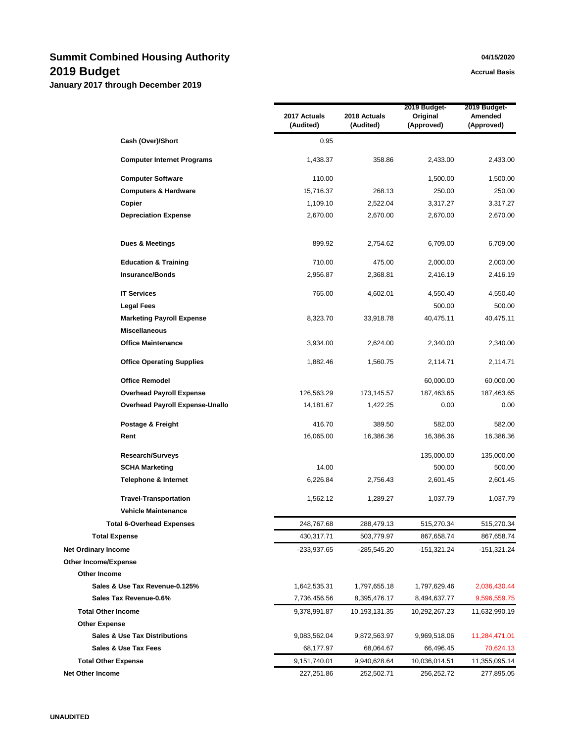# Summit Combined Housing Authority

## 2019 Budget

### January 2017 through December 2019

04/15/2020

Accrual Basis

| | 2017 Actuals (Audited) | 2018 Actuals (Audited) | 2019 Budget-Original (Approved) | 2019 Budget-Amended (Approved) |
|---|---|---|---|---|
| **Cash (Over)/Short** | 0.95 | | | |
| **Computer Internet Programs** | 1,438.37 | 358.86 | 2,433.00 | 2,433.00 |
| **Computer Software** | 110.00 | | 1,500.00 | 1,500.00 |
| **Computers & Hardware** | 15,716.37 | 268.13 | 250.00 | 250.00 |
| **Copier** | 1,109.10 | 2,522.04 | 3,317.27 | 3,317.27 |
| **Depreciation Expense** | 2,670.00 | 2,670.00 | 2,670.00 | 2,670.00 |
| **Dues & Meetings** | 899.92 | 2,754.62 | 6,709.00 | 6,709.00 |
| **Education & Training** | 710.00 | 475.00 | 2,000.00 | 2,000.00 |
| **Insurance/Bonds** | 2,956.87 | 2,368.81 | 2,416.19 | 2,416.19 |
| **IT Services** | 765.00 | 4,602.01 | 4,550.40 | 4,550.40 |
| **Legal Fees** | | | 500.00 | 500.00 |
| **Marketing Payroll Expense** | 8,323.70 | 33,918.78 | 40,475.11 | 40,475.11 |
| **Miscellaneous** | | | | |
| **Office Maintenance** | 3,934.00 | 2,624.00 | 2,340.00 | 2,340.00 |
| **Office Operating Supplies** | 1,882.46 | 1,560.75 | 2,114.71 | 2,114.71 |
| **Office Remodel** | | | 60,000.00 | 60,000.00 |
| **Overhead Payroll Expense** | 126,563.29 | 173,145.57 | 187,463.65 | 187,463.65 |
| **Overhead Payroll Expense-Unallo** | 14,181.67 | 1,422.25 | 0.00 | 0.00 |
| **Postage & Freight** | 416.70 | 389.50 | 582.00 | 582.00 |
| **Rent** | 16,065.00 | 16,386.36 | 16,386.36 | 16,386.36 |
| **Research/Surveys** | | | 135,000.00 | 135,000.00 |
| **SCHA Marketing** | 14.00 | | 500.00 | 500.00 |
| **Telephone & Internet** | 6,226.84 | 2,756.43 | 2,601.45 | 2,601.45 |
| **Travel-Transportation** | 1,562.12 | 1,289.27 | 1,037.79 | 1,037.79 |
| **Vehicle Maintenance** | | | | |
| **Total 6-Overhead Expenses** | 248,767.68 | 288,479.13 | 515,270.34 | 515,270.34 |
| **Total Expense** | 430,317.71 | 503,779.97 | 867,658.74 | 867,658.74 |
| **Net Ordinary Income** | -233,937.65 | -285,545.20 | -151,321.24 | -151,321.24 |
| **Other Income/Expense** | | | | |
| **Other Income** | | | | |
| **Sales & Use Tax Revenue-0.125%** | 1,642,535.31 | 1,797,655.18 | 1,797,629.46 | 2,036,430.44 |
| **Sales Tax Revenue-0.6%** | 7,736,456.56 | 8,395,476.17 | 8,494,637.77 | 9,596,559.75 |
| **Total Other Income** | 9,378,991.87 | 10,193,131.35 | 10,292,267.23 | 11,632,990.19 |
| **Other Expense** | | | | |
| **Sales & Use Tax Distributions** | 9,083,562.04 | 9,872,563.97 | 9,969,518.06 | 11,284,471.01 |
| **Sales & Use Tax Fees** | 68,177.97 | 68,064.67 | 66,496.45 | 70,624.13 |
| **Total Other Expense** | 9,151,740.01 | 9,940,628.64 | 10,036,014.51 | 11,355,095.14 |
| **Net Other Income** | 227,251.86 | 252,502.71 | 256,252.72 | 277,895.05 |

UNAUDITED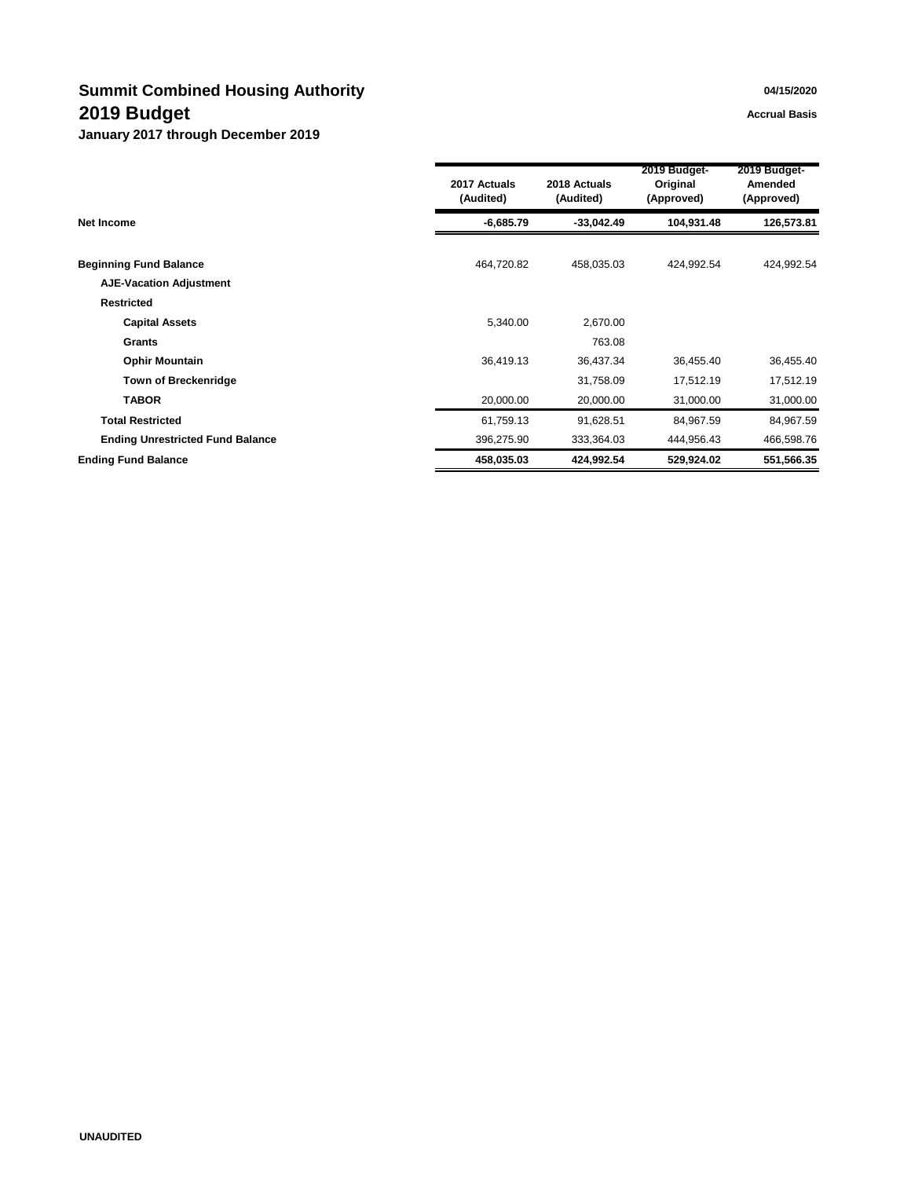# Summit Combined Housing Authority

## 2019 Budget

### January 2017 through December 2019

04/15/2020

Accrual Basis

| | 2017 Actuals (Audited) | 2018 Actuals (Audited) | 2019 Budget-Original (Approved) | 2019 Budget-Amended (Approved) |
|---|---|---|---|---|
| **Net Income** | **-6,685.79** | **-33,042.49** | **104,931.48** | **126,573.81** |
| **Beginning Fund Balance** | 464,720.82 | 458,035.03 | 424,992.54 | 424,992.54 |
| **AJE-Vacation Adjustment** | | | | |
| **Restricted** | | | | |
| **Capital Assets** | 5,340.00 | 2,670.00 | | |
| **Grants** | | 763.08 | | |
| **Ophir Mountain** | 36,419.13 | 36,437.34 | 36,455.40 | 36,455.40 |
| **Town of Breckenridge** | | 31,758.09 | 17,512.19 | 17,512.19 |
| **TABOR** | 20,000.00 | 20,000.00 | 31,000.00 | 31,000.00 |
| **Total Restricted** | 61,759.13 | 91,628.51 | 84,967.59 | 84,967.59 |
| **Ending Unrestricted Fund Balance** | 396,275.90 | 333,364.03 | 444,956.43 | 466,598.76 |
| **Ending Fund Balance** | **458,035.03** | **424,992.54** | **529,924.02** | **551,566.35** |

UNAUDITED